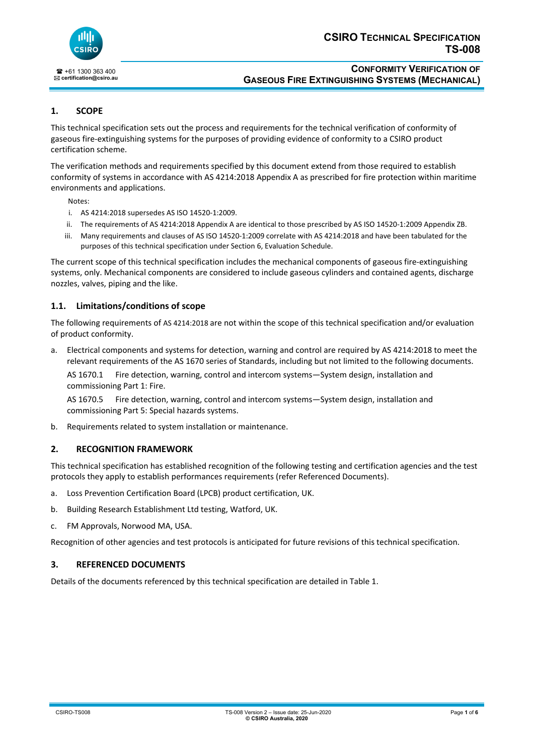# CSIRO TECHNICAL SPECIFICATION TS-008

## CONFORMITY VERIFICATION OF GASEOUS FIRE EXTINGUISHING SYSTEMS (MECHANICAL)

☎ +61 1300 363 400
✉ certification@csiro.au

## 1. SCOPE

This technical specification sets out the process and requirements for the technical verification of conformity of gaseous fire-extinguishing systems for the purposes of providing evidence of conformity to a CSIRO product certification scheme.

The verification methods and requirements specified by this document extend from those required to establish conformity of systems in accordance with AS 4214:2018 Appendix A as prescribed for fire protection within maritime environments and applications.

Notes:

i. AS 4214:2018 supersedes AS ISO 14520-1:2009.

ii. The requirements of AS 4214:2018 Appendix A are identical to those prescribed by AS ISO 14520-1:2009 Appendix ZB.

iii. Many requirements and clauses of AS ISO 14520-1:2009 correlate with AS 4214:2018 and have been tabulated for the purposes of this technical specification under Section 6, Evaluation Schedule.

The current scope of this technical specification includes the mechanical components of gaseous fire-extinguishing systems, only. Mechanical components are considered to include gaseous cylinders and contained agents, discharge nozzles, valves, piping and the like.

### 1.1. Limitations/conditions of scope

The following requirements of AS 4214:2018 are not within the scope of this technical specification and/or evaluation of product conformity.

a. Electrical components and systems for detection, warning and control are required by AS 4214:2018 to meet the relevant requirements of the AS 1670 series of Standards, including but not limited to the following documents.

   AS 1670.1 Fire detection, warning, control and intercom systems—System design, installation and commissioning Part 1: Fire.

   AS 1670.5 Fire detection, warning, control and intercom systems—System design, installation and commissioning Part 5: Special hazards systems.

b. Requirements related to system installation or maintenance.

## 2. RECOGNITION FRAMEWORK

This technical specification has established recognition of the following testing and certification agencies and the test protocols they apply to establish performances requirements (refer Referenced Documents).

a. Loss Prevention Certification Board (LPCB) product certification, UK.

b. Building Research Establishment Ltd testing, Watford, UK.

c. FM Approvals, Norwood MA, USA.

Recognition of other agencies and test protocols is anticipated for future revisions of this technical specification.

## 3. REFERENCED DOCUMENTS

Details of the documents referenced by this technical specification are detailed in Table 1.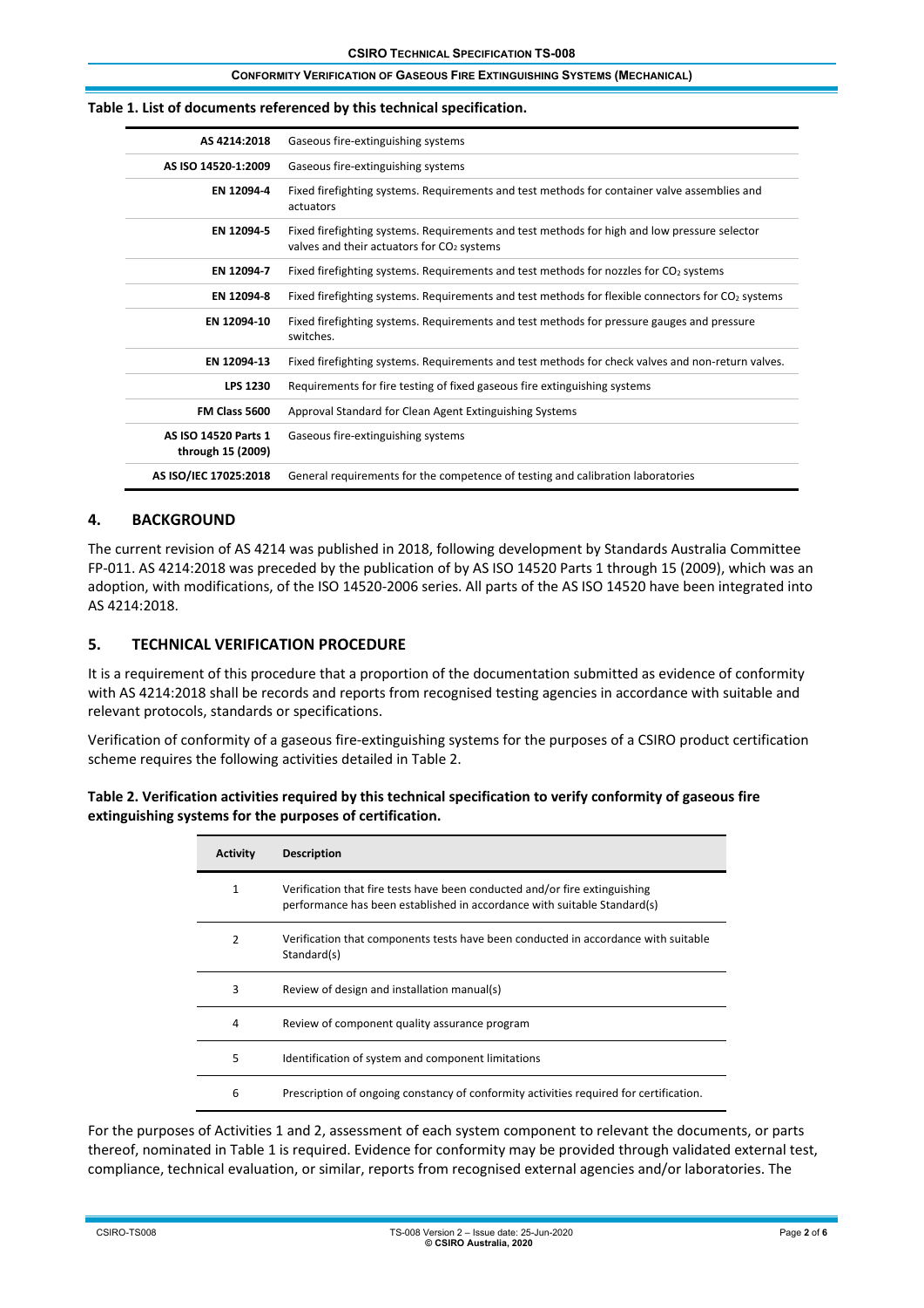**Table 1. List of documents referenced by this technical specification.**

| | |
|---|---|
| **AS 4214:2018** | Gaseous fire-extinguishing systems |
| **AS ISO 14520-1:2009** | Gaseous fire-extinguishing systems |
| **EN 12094-4** | Fixed firefighting systems. Requirements and test methods for container valve assemblies and actuators |
| **EN 12094-5** | Fixed firefighting systems. Requirements and test methods for high and low pressure selector valves and their actuators for $CO_2$ systems |
| **EN 12094-7** | Fixed firefighting systems. Requirements and test methods for nozzles for $CO_2$ systems |
| **EN 12094-8** | Fixed firefighting systems. Requirements and test methods for flexible connectors for $CO_2$ systems |
| **EN 12094-10** | Fixed firefighting systems. Requirements and test methods for pressure gauges and pressure switches. |
| **EN 12094-13** | Fixed firefighting systems. Requirements and test methods for check valves and non-return valves. |
| **LPS 1230** | Requirements for fire testing of fixed gaseous fire extinguishing systems |
| **FM Class 5600** | Approval Standard for Clean Agent Extinguishing Systems |
| **AS ISO 14520 Parts 1 through 15 (2009)** | Gaseous fire-extinguishing systems |
| **AS ISO/IEC 17025:2018** | General requirements for the competence of testing and calibration laboratories |

## 4. BACKGROUND

The current revision of AS 4214 was published in 2018, following development by Standards Australia Committee FP-011. AS 4214:2018 was preceded by the publication of by AS ISO 14520 Parts 1 through 15 (2009), which was an adoption, with modifications, of the ISO 14520-2006 series. All parts of the AS ISO 14520 have been integrated into AS 4214:2018.

## 5. TECHNICAL VERIFICATION PROCEDURE

It is a requirement of this procedure that a proportion of the documentation submitted as evidence of conformity with AS 4214:2018 shall be records and reports from recognised testing agencies in accordance with suitable and relevant protocols, standards or specifications.

Verification of conformity of a gaseous fire-extinguishing systems for the purposes of a CSIRO product certification scheme requires the following activities detailed in Table 2.

**Table 2. Verification activities required by this technical specification to verify conformity of gaseous fire extinguishing systems for the purposes of certification.**

| Activity | Description |
|---|---|
| 1 | Verification that fire tests have been conducted and/or fire extinguishing performance has been established in accordance with suitable Standard(s) |
| 2 | Verification that components tests have been conducted in accordance with suitable Standard(s) |
| 3 | Review of design and installation manual(s) |
| 4 | Review of component quality assurance program |
| 5 | Identification of system and component limitations |
| 6 | Prescription of ongoing constancy of conformity activities required for certification. |

For the purposes of Activities 1 and 2, assessment of each system component to relevant the documents, or parts thereof, nominated in Table 1 is required. Evidence for conformity may be provided through validated external test, compliance, technical evaluation, or similar, reports from recognised external agencies and/or laboratories. The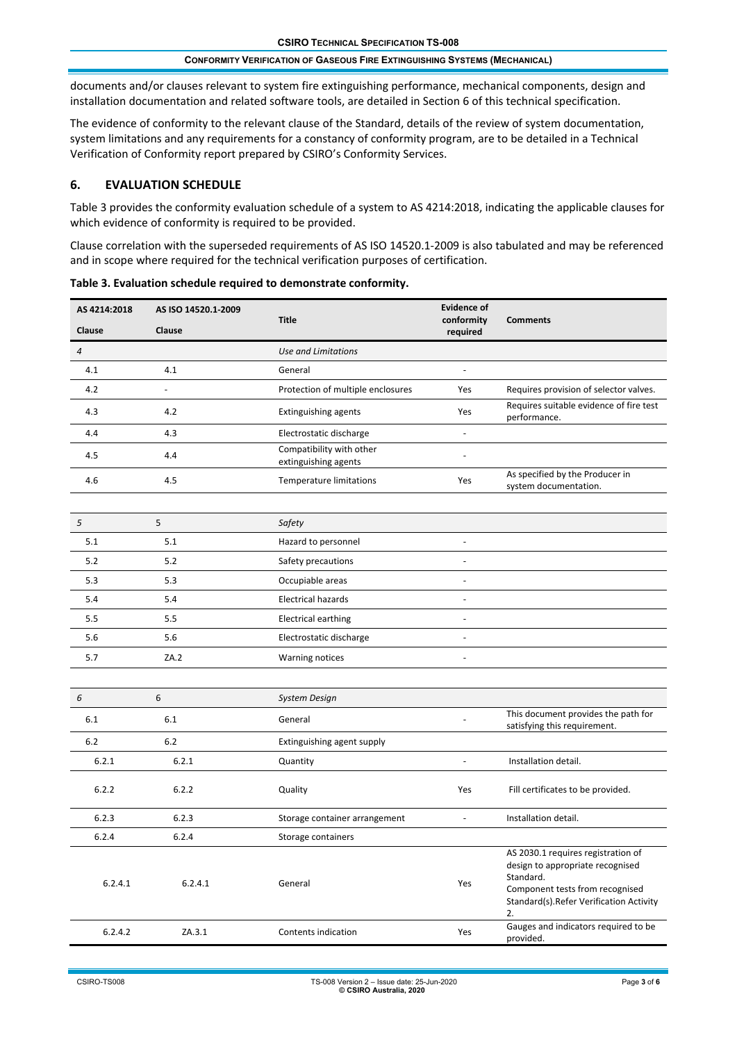documents and/or clauses relevant to system fire extinguishing performance, mechanical components, design and installation documentation and related software tools, are detailed in Section 6 of this technical specification.

The evidence of conformity to the relevant clause of the Standard, details of the review of system documentation, system limitations and any requirements for a constancy of conformity program, are to be detailed in a Technical Verification of Conformity report prepared by CSIRO's Conformity Services.

## 6. EVALUATION SCHEDULE

Table 3 provides the conformity evaluation schedule of a system to AS 4214:2018, indicating the applicable clauses for which evidence of conformity is required to be provided.

Clause correlation with the superseded requirements of AS ISO 14520.1-2009 is also tabulated and may be referenced and in scope where required for the technical verification purposes of certification.

**Table 3. Evaluation schedule required to demonstrate conformity.**

| AS 4214:2018 Clause | AS ISO 14520.1-2009 Clause | Title | Evidence of conformity required | Comments |
|---|---|---|---|---|
| *4* | | *Use and Limitations* | | |
| 4.1 | 4.1 | General | - | |
| 4.2 | - | Protection of multiple enclosures | Yes | Requires provision of selector valves. |
| 4.3 | 4.2 | Extinguishing agents | Yes | Requires suitable evidence of fire test performance. |
| 4.4 | 4.3 | Electrostatic discharge | - | |
| 4.5 | 4.4 | Compatibility with other extinguishing agents | - | |
| 4.6 | 4.5 | Temperature limitations | Yes | As specified by the Producer in system documentation. |
| *5* | 5 | *Safety* | | |
| 5.1 | 5.1 | Hazard to personnel | - | |
| 5.2 | 5.2 | Safety precautions | - | |
| 5.3 | 5.3 | Occupiable areas | - | |
| 5.4 | 5.4 | Electrical hazards | - | |
| 5.5 | 5.5 | Electrical earthing | - | |
| 5.6 | 5.6 | Electrostatic discharge | - | |
| 5.7 | ZA.2 | Warning notices | - | |
| *6* | 6 | *System Design* | | |
| 6.1 | 6.1 | General | - | This document provides the path for satisfying this requirement. |
| 6.2 | 6.2 | Extinguishing agent supply | | |
| 6.2.1 | 6.2.1 | Quantity | - | Installation detail. |
| 6.2.2 | 6.2.2 | Quality | Yes | Fill certificates to be provided. |
| 6.2.3 | 6.2.3 | Storage container arrangement | - | Installation detail. |
| 6.2.4 | 6.2.4 | Storage containers | | |
| 6.2.4.1 | 6.2.4.1 | General | Yes | AS 2030.1 requires registration of design to appropriate recognised Standard. Component tests from recognised Standard(s).Refer Verification Activity 2. |
| 6.2.4.2 | ZA.3.1 | Contents indication | Yes | Gauges and indicators required to be provided. |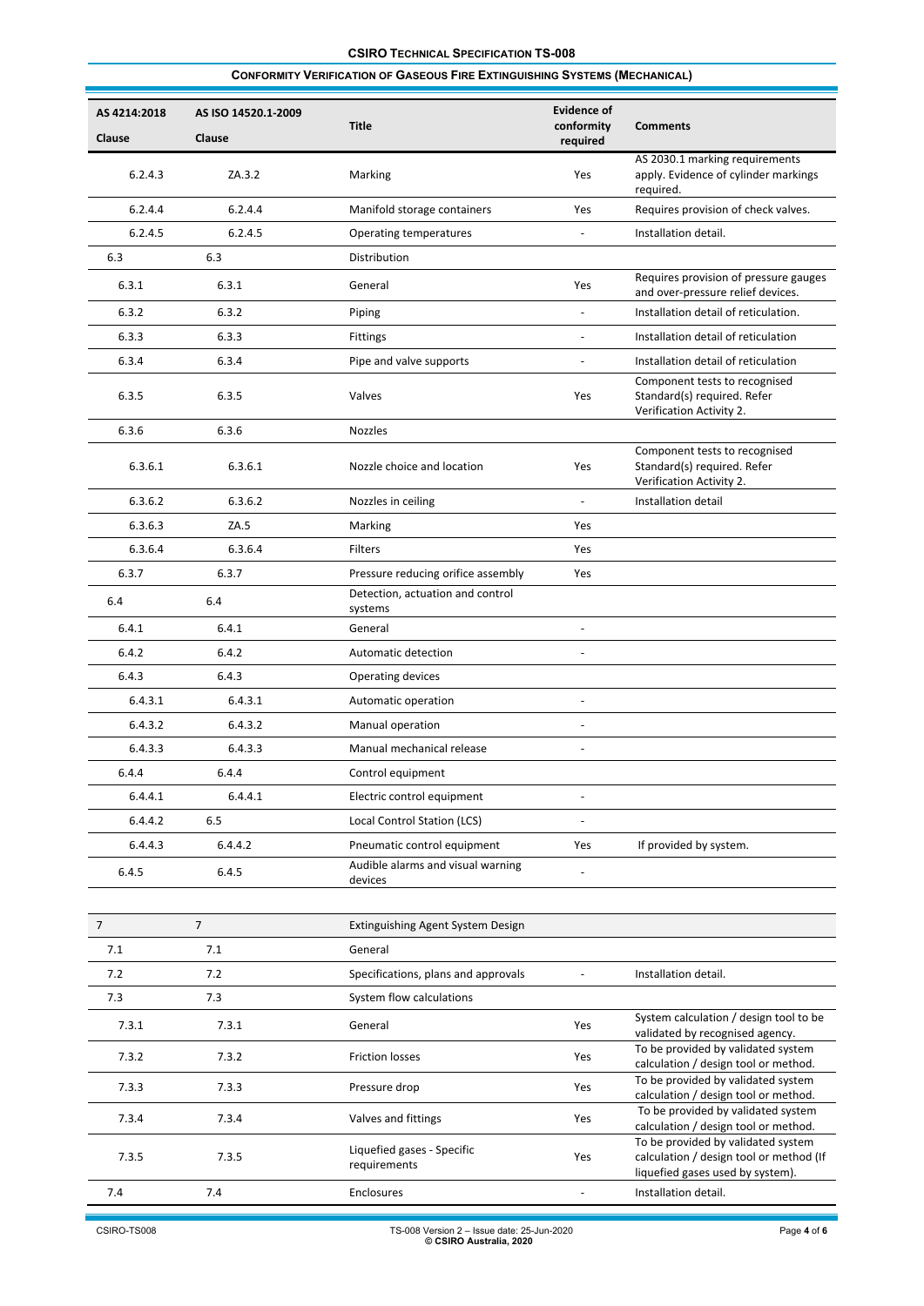| AS 4214:2018 Clause | AS ISO 14520.1-2009 Clause | Title | Evidence of conformity required | Comments |
|---|---|---|---|---|
| 6.2.4.3 | ZA.3.2 | Marking | Yes | AS 2030.1 marking requirements apply. Evidence of cylinder markings required. |
| 6.2.4.4 | 6.2.4.4 | Manifold storage containers | Yes | Requires provision of check valves. |
| 6.2.4.5 | 6.2.4.5 | Operating temperatures | - | Installation detail. |
| 6.3 | 6.3 | Distribution | | |
| 6.3.1 | 6.3.1 | General | Yes | Requires provision of pressure gauges and over-pressure relief devices. |
| 6.3.2 | 6.3.2 | Piping | - | Installation detail of reticulation. |
| 6.3.3 | 6.3.3 | Fittings | - | Installation detail of reticulation |
| 6.3.4 | 6.3.4 | Pipe and valve supports | - | Installation detail of reticulation |
| 6.3.5 | 6.3.5 | Valves | Yes | Component tests to recognised Standard(s) required. Refer Verification Activity 2. |
| 6.3.6 | 6.3.6 | Nozzles | | |
| 6.3.6.1 | 6.3.6.1 | Nozzle choice and location | Yes | Component tests to recognised Standard(s) required. Refer Verification Activity 2. |
| 6.3.6.2 | 6.3.6.2 | Nozzles in ceiling | - | Installation detail |
| 6.3.6.3 | ZA.5 | Marking | Yes | |
| 6.3.6.4 | 6.3.6.4 | Filters | Yes | |
| 6.3.7 | 6.3.7 | Pressure reducing orifice assembly | Yes | |
| 6.4 | 6.4 | Detection, actuation and control systems | | |
| 6.4.1 | 6.4.1 | General | - | |
| 6.4.2 | 6.4.2 | Automatic detection | - | |
| 6.4.3 | 6.4.3 | Operating devices | | |
| 6.4.3.1 | 6.4.3.1 | Automatic operation | - | |
| 6.4.3.2 | 6.4.3.2 | Manual operation | - | |
| 6.4.3.3 | 6.4.3.3 | Manual mechanical release | - | |
| 6.4.4 | 6.4.4 | Control equipment | | |
| 6.4.4.1 | 6.4.4.1 | Electric control equipment | - | |
| 6.4.4.2 | 6.5 | Local Control Station (LCS) | - | |
| 6.4.4.3 | 6.4.4.2 | Pneumatic control equipment | Yes | If provided by system. |
| 6.4.5 | 6.4.5 | Audible alarms and visual warning devices | - | |

| | | | | |
|---|---|---|---|---|
| 7 | 7 | Extinguishing Agent System Design | | |
| 7.1 | 7.1 | General | | |
| 7.2 | 7.2 | Specifications, plans and approvals | - | Installation detail. |
| 7.3 | 7.3 | System flow calculations | | |
| 7.3.1 | 7.3.1 | General | Yes | System calculation / design tool to be validated by recognised agency. |
| 7.3.2 | 7.3.2 | Friction losses | Yes | To be provided by validated system calculation / design tool or method. |
| 7.3.3 | 7.3.3 | Pressure drop | Yes | To be provided by validated system calculation / design tool or method. |
| 7.3.4 | 7.3.4 | Valves and fittings | Yes | To be provided by validated system calculation / design tool or method. |
| 7.3.5 | 7.3.5 | Liquefied gases - Specific requirements | Yes | To be provided by validated system calculation / design tool or method (If liquefied gases used by system). |
| 7.4 | 7.4 | Enclosures | - | Installation detail. |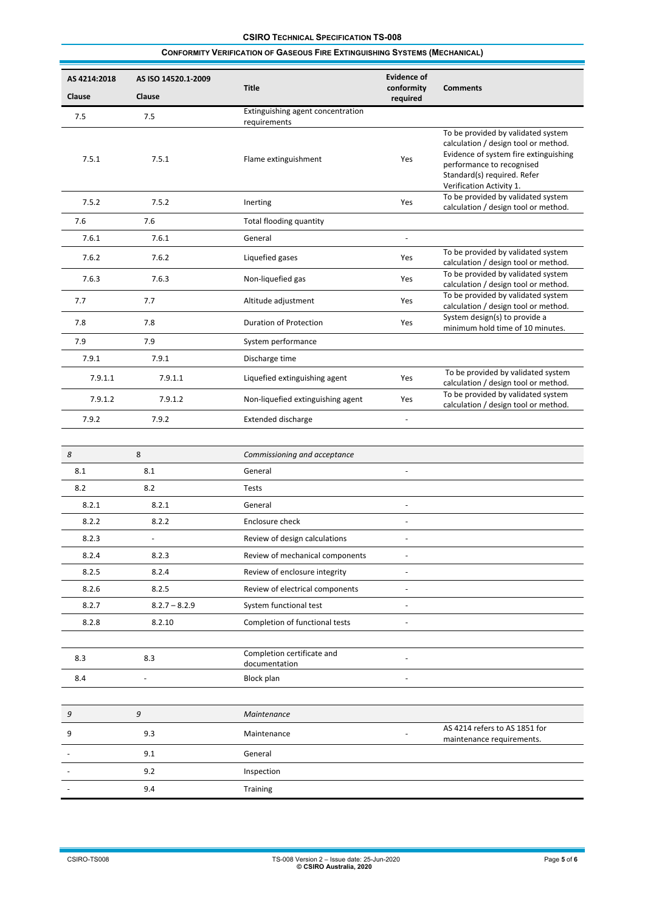| AS 4214:2018 Clause | AS ISO 14520.1-2009 Clause | Title | Evidence of conformity required | Comments |
|---|---|---|---|---|
| 7.5 | 7.5 | Extinguishing agent concentration requirements | | |
| 7.5.1 | 7.5.1 | Flame extinguishment | Yes | To be provided by validated system calculation / design tool or method. Evidence of system fire extinguishing performance to recognised Standard(s) required. Refer Verification Activity 1. |
| 7.5.2 | 7.5.2 | Inerting | Yes | To be provided by validated system calculation / design tool or method. |
| 7.6 | 7.6 | Total flooding quantity | | |
| 7.6.1 | 7.6.1 | General | - | |
| 7.6.2 | 7.6.2 | Liquefied gases | Yes | To be provided by validated system calculation / design tool or method. |
| 7.6.3 | 7.6.3 | Non-liquefied gas | Yes | To be provided by validated system calculation / design tool or method. |
| 7.7 | 7.7 | Altitude adjustment | Yes | To be provided by validated system calculation / design tool or method. |
| 7.8 | 7.8 | Duration of Protection | Yes | System design(s) to provide a minimum hold time of 10 minutes. |
| 7.9 | 7.9 | System performance | | |
| 7.9.1 | 7.9.1 | Discharge time | | |
| 7.9.1.1 | 7.9.1.1 | Liquefied extinguishing agent | Yes | To be provided by validated system calculation / design tool or method. |
| 7.9.1.2 | 7.9.1.2 | Non-liquefied extinguishing agent | Yes | To be provided by validated system calculation / design tool or method. |
| 7.9.2 | 7.9.2 | Extended discharge | - | |
| | | | | |
| *8* | 8 | *Commissioning and acceptance* | | |
| 8.1 | 8.1 | General | - | |
| 8.2 | 8.2 | Tests | | |
| 8.2.1 | 8.2.1 | General | - | |
| 8.2.2 | 8.2.2 | Enclosure check | - | |
| 8.2.3 | - | Review of design calculations | - | |
| 8.2.4 | 8.2.3 | Review of mechanical components | - | |
| 8.2.5 | 8.2.4 | Review of enclosure integrity | - | |
| 8.2.6 | 8.2.5 | Review of electrical components | - | |
| 8.2.7 | 8.2.7 – 8.2.9 | System functional test | - | |
| 8.2.8 | 8.2.10 | Completion of functional tests | - | |
| | | | | |
| 8.3 | 8.3 | Completion certificate and documentation | - | |
| 8.4 | - | Block plan | - | |
| | | | | |
| *9* | *9* | *Maintenance* | | |
| 9 | 9.3 | Maintenance | - | AS 4214 refers to AS 1851 for maintenance requirements. |
| - | 9.1 | General | | |
| - | 9.2 | Inspection | | |
| - | 9.4 | Training | | |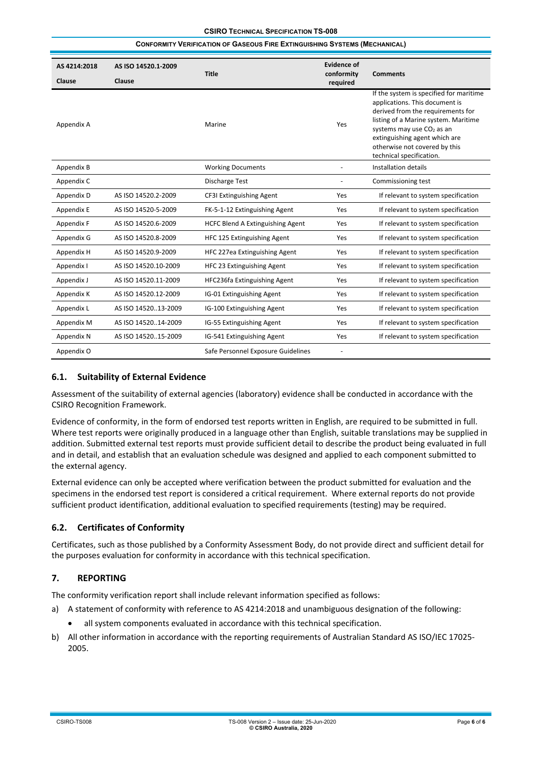| AS 4214:2018 Clause | AS ISO 14520.1-2009 Clause | Title | Evidence of conformity required | Comments |
|---|---|---|---|---|
| Appendix A | | Marine | Yes | If the system is specified for maritime applications. This document is derived from the requirements for listing of a Marine system. Maritime systems may use $CO_2$ as an extinguishing agent which are otherwise not covered by this technical specification. |
| Appendix B | | Working Documents | - | Installation details |
| Appendix C | | Discharge Test | - | Commissioning test |
| Appendix D | AS ISO 14520.2-2009 | CF3I Extinguishing Agent | Yes | If relevant to system specification |
| Appendix E | AS ISO 14520-5-2009 | FK-5-1-12 Extinguishing Agent | Yes | If relevant to system specification |
| Appendix F | AS ISO 14520.6-2009 | HCFC Blend A Extinguishing Agent | Yes | If relevant to system specification |
| Appendix G | AS ISO 14520.8-2009 | HFC 125 Extinguishing Agent | Yes | If relevant to system specification |
| Appendix H | AS ISO 14520.9-2009 | HFC 227ea Extinguishing Agent | Yes | If relevant to system specification |
| Appendix I | AS ISO 14520.10-2009 | HFC 23 Extinguishing Agent | Yes | If relevant to system specification |
| Appendix J | AS ISO 14520.11-2009 | HFC236fa Extinguishing Agent | Yes | If relevant to system specification |
| Appendix K | AS ISO 14520.12-2009 | IG-01 Extinguishing Agent | Yes | If relevant to system specification |
| Appendix L | AS ISO 14520..13-2009 | IG-100 Extinguishing Agent | Yes | If relevant to system specification |
| Appendix M | AS ISO 14520..14-2009 | IG-55 Extinguishing Agent | Yes | If relevant to system specification |
| Appendix N | AS ISO 14520..15-2009 | IG-541 Extinguishing Agent | Yes | If relevant to system specification |
| Appendix O | | Safe Personnel Exposure Guidelines | - | |

## 6.1. Suitability of External Evidence

Assessment of the suitability of external agencies (laboratory) evidence shall be conducted in accordance with the CSIRO Recognition Framework.

Evidence of conformity, in the form of endorsed test reports written in English, are required to be submitted in full. Where test reports were originally produced in a language other than English, suitable translations may be supplied in addition. Submitted external test reports must provide sufficient detail to describe the product being evaluated in full and in detail, and establish that an evaluation schedule was designed and applied to each component submitted to the external agency.

External evidence can only be accepted where verification between the product submitted for evaluation and the specimens in the endorsed test report is considered a critical requirement. Where external reports do not provide sufficient product identification, additional evaluation to specified requirements (testing) may be required.

## 6.2. Certificates of Conformity

Certificates, such as those published by a Conformity Assessment Body, do not provide direct and sufficient detail for the purposes evaluation for conformity in accordance with this technical specification.

## 7. REPORTING

The conformity verification report shall include relevant information specified as follows:

a) A statement of conformity with reference to AS 4214:2018 and unambiguous designation of the following:
   - all system components evaluated in accordance with this technical specification.

b) All other information in accordance with the reporting requirements of Australian Standard AS ISO/IEC 17025-2005.